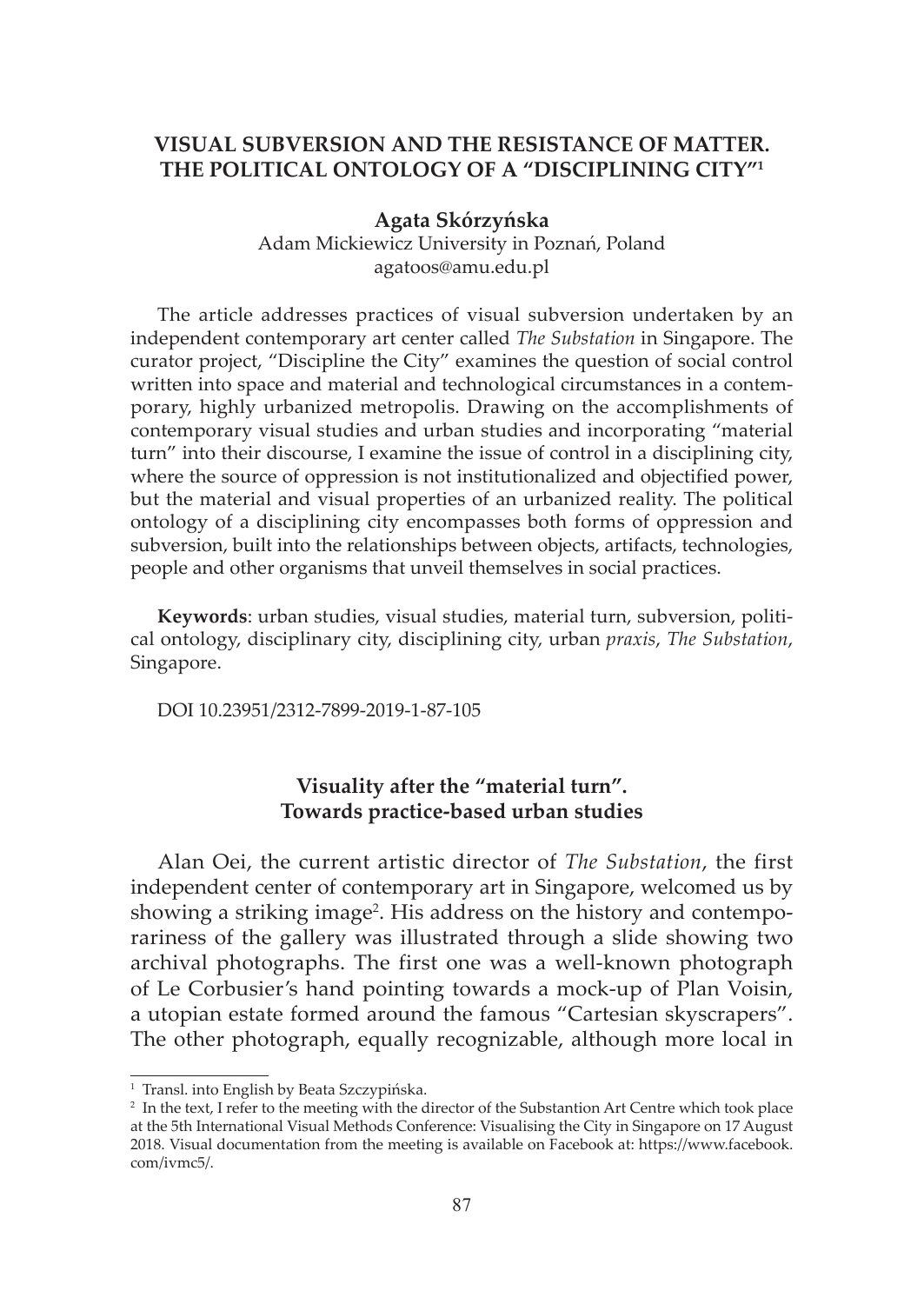# VISUAL SUBVERSION AND THE RESISTANCE OF MATTER. THE POLITICAL ONTOLOGY OF A "DISCIPLINING CITY"[1]

**Agata Skórzyńska**
Adam Mickiewicz University in Poznań, Poland
agatoos@amu.edu.pl

The article addresses practices of visual subversion undertaken by an independent contemporary art center called *The Substation* in Singapore. The curator project, "Discipline the City" examines the question of social control written into space and material and technological circumstances in a contemporary, highly urbanized metropolis. Drawing on the accomplishments of contemporary visual studies and urban studies and incorporating "material turn" into their discourse, I examine the issue of control in a disciplining city, where the source of oppression is not institutionalized and objectified power, but the material and visual properties of an urbanized reality. The political ontology of a disciplining city encompasses both forms of oppression and subversion, built into the relationships between objects, artifacts, technologies, people and other organisms that unveil themselves in social practices.

**Keywords**: urban studies, visual studies, material turn, subversion, political ontology, disciplinary city, disciplining city, urban *praxis*, *The Substation*, Singapore.

DOI 10.23951/2312-7899-2019-1-87-105

## Visuality after the "material turn". Towards practice-based urban studies

Alan Oei, the current artistic director of *The Substation*, the first independent center of contemporary art in Singapore, welcomed us by showing a striking image[2]. His address on the history and contemporariness of the gallery was illustrated through a slide showing two archival photographs. The first one was a well-known photograph of Le Corbusier's hand pointing towards a mock-up of Plan Voisin, a utopian estate formed around the famous "Cartesian skyscrapers". The other photograph, equally recognizable, although more local in

---

[1] Transl. into English by Beata Szczypińska.

[2] In the text, I refer to the meeting with the director of the Substantion Art Centre which took place at the 5th International Visual Methods Conference: Visualising the City in Singapore on 17 August 2018. Visual documentation from the meeting is available on Facebook at: https://www.facebook.com/ivmc5/.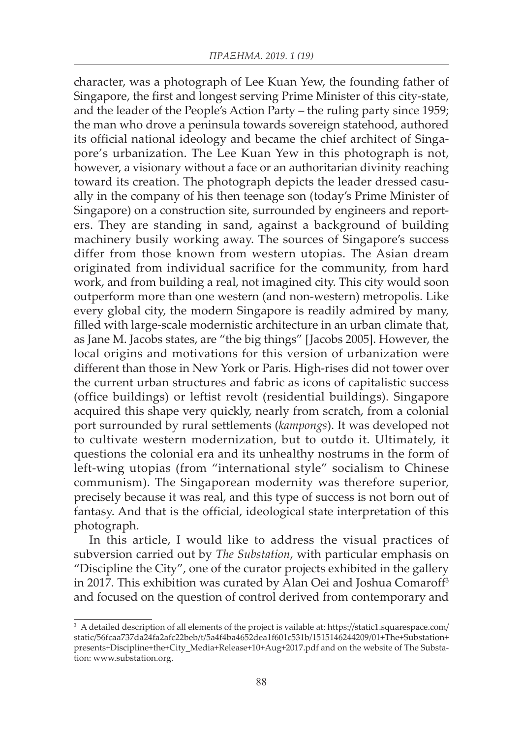character, was a photograph of Lee Kuan Yew, the founding father of Singapore, the first and longest serving Prime Minister of this city-state, and the leader of the People's Action Party – the ruling party since 1959; the man who drove a peninsula towards sovereign statehood, authored its official national ideology and became the chief architect of Singapore's urbanization. The Lee Kuan Yew in this photograph is not, however, a visionary without a face or an authoritarian divinity reaching toward its creation. The photograph depicts the leader dressed casually in the company of his then teenage son (today's Prime Minister of Singapore) on a construction site, surrounded by engineers and reporters. They are standing in sand, against a background of building machinery busily working away. The sources of Singapore's success differ from those known from western utopias. The Asian dream originated from individual sacrifice for the community, from hard work, and from building a real, not imagined city. This city would soon outperform more than one western (and non-western) metropolis. Like every global city, the modern Singapore is readily admired by many, filled with large-scale modernistic architecture in an urban climate that, as Jane M. Jacobs states, are "the big things" [Jacobs 2005]. However, the local origins and motivations for this version of urbanization were different than those in New York or Paris. High-rises did not tower over the current urban structures and fabric as icons of capitalistic success (office buildings) or leftist revolt (residential buildings). Singapore acquired this shape very quickly, nearly from scratch, from a colonial port surrounded by rural settlements (*kampongs*). It was developed not to cultivate western modernization, but to outdo it. Ultimately, it questions the colonial era and its unhealthy nostrums in the form of left-wing utopias (from "international style" socialism to Chinese communism). The Singaporean modernity was therefore superior, precisely because it was real, and this type of success is not born out of fantasy. And that is the official, ideological state interpretation of this photograph.

In this article, I would like to address the visual practices of subversion carried out by *The Substation*, with particular emphasis on "Discipline the City", one of the curator projects exhibited in the gallery in 2017. This exhibition was curated by Alan Oei and Joshua Comaroff[3] and focused on the question of control derived from contemporary and

---

[3] A detailed description of all elements of the project is vailable at: https://static1.squarespace.com/static/56fcaa737da24fa2afc22beb/t/5a4f4ba4652dea1f601c531b/1515146244209/01+The+Substation+presents+Discipline+the+City_Media+Release+10+Aug+2017.pdf and on the website of The Substation: www.substation.org.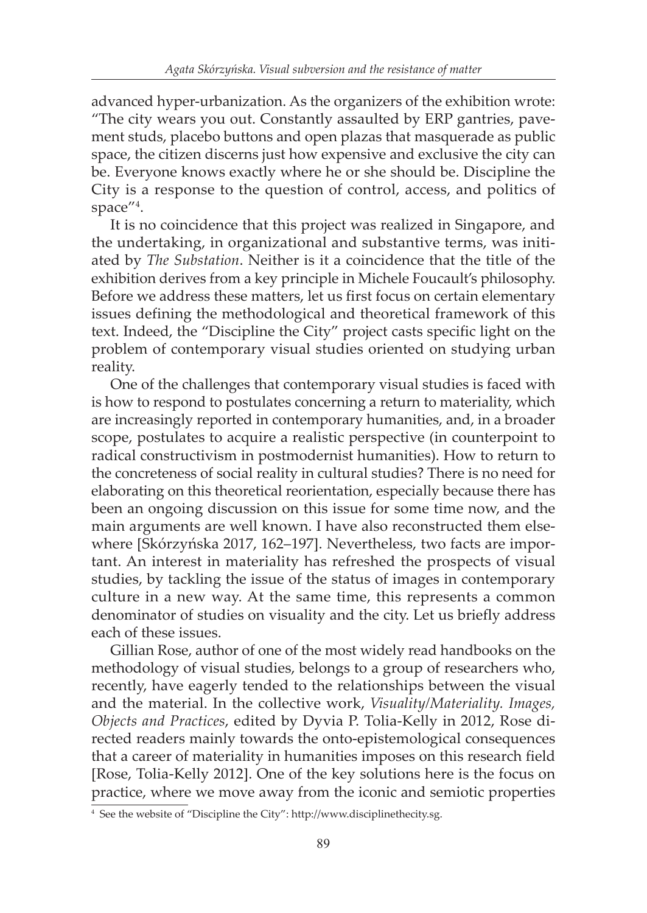advanced hyper-urbanization. As the organizers of the exhibition wrote: "The city wears you out. Constantly assaulted by ERP gantries, pavement studs, placebo buttons and open plazas that masquerade as public space, the citizen discerns just how expensive and exclusive the city can be. Everyone knows exactly where he or she should be. Discipline the City is a response to the question of control, access, and politics of space"[4].

It is no coincidence that this project was realized in Singapore, and the undertaking, in organizational and substantive terms, was initiated by *The Substation*. Neither is it a coincidence that the title of the exhibition derives from a key principle in Michele Foucault's philosophy. Before we address these matters, let us first focus on certain elementary issues defining the methodological and theoretical framework of this text. Indeed, the "Discipline the City" project casts specific light on the problem of contemporary visual studies oriented on studying urban reality.

One of the challenges that contemporary visual studies is faced with is how to respond to postulates concerning a return to materiality, which are increasingly reported in contemporary humanities, and, in a broader scope, postulates to acquire a realistic perspective (in counterpoint to radical constructivism in postmodernist humanities). How to return to the concreteness of social reality in cultural studies? There is no need for elaborating on this theoretical reorientation, especially because there has been an ongoing discussion on this issue for some time now, and the main arguments are well known. I have also reconstructed them elsewhere [Skórzyńska 2017, 162–197]. Nevertheless, two facts are important. An interest in materiality has refreshed the prospects of visual studies, by tackling the issue of the status of images in contemporary culture in a new way. At the same time, this represents a common denominator of studies on visuality and the city. Let us briefly address each of these issues.

Gillian Rose, author of one of the most widely read handbooks on the methodology of visual studies, belongs to a group of researchers who, recently, have eagerly tended to the relationships between the visual and the material. In the collective work, *Visuality/Materiality. Images, Objects and Practices*, edited by Dyvia P. Tolia-Kelly in 2012, Rose directed readers mainly towards the onto-epistemological consequences that a career of materiality in humanities imposes on this research field [Rose, Tolia-Kelly 2012]. One of the key solutions here is the focus on practice, where we move away from the iconic and semiotic properties

[4] See the website of "Discipline the City": http://www.disciplinethecity.sg.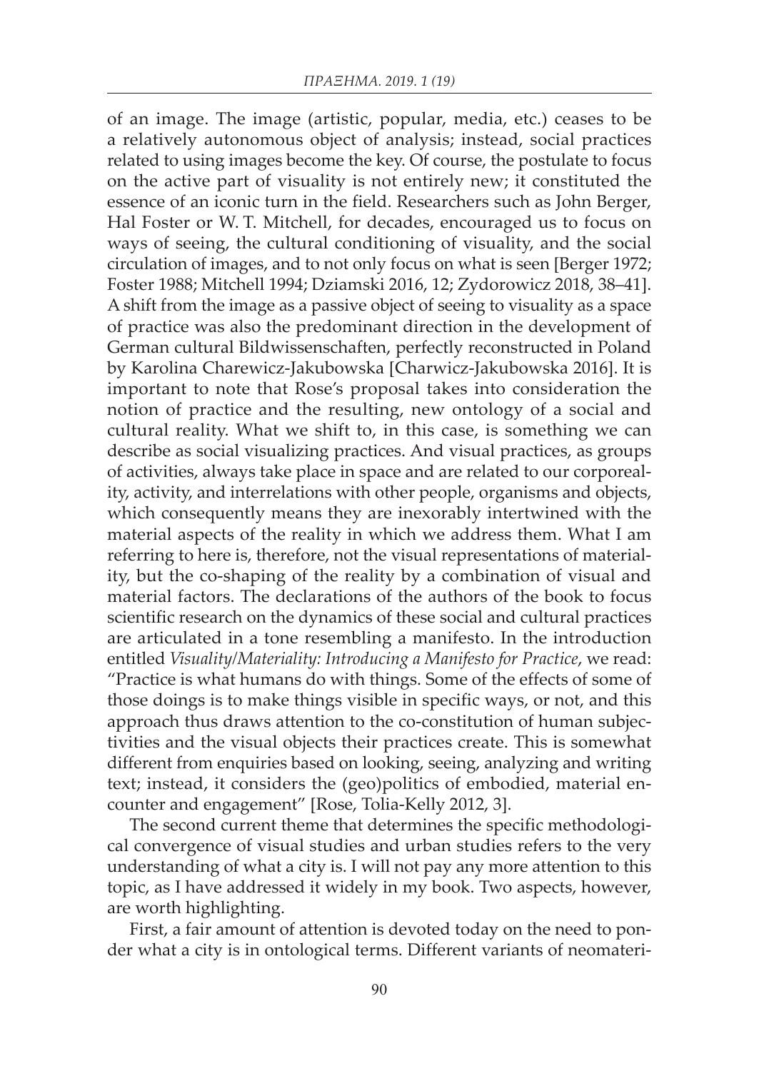of an image. The image (artistic, popular, media, etc.) ceases to be a relatively autonomous object of analysis; instead, social practices related to using images become the key. Of course, the postulate to focus on the active part of visuality is not entirely new; it constituted the essence of an iconic turn in the field. Researchers such as John Berger, Hal Foster or W. T. Mitchell, for decades, encouraged us to focus on ways of seeing, the cultural conditioning of visuality, and the social circulation of images, and to not only focus on what is seen [Berger 1972; Foster 1988; Mitchell 1994; Dziamski 2016, 12; Zydorowicz 2018, 38–41]. A shift from the image as a passive object of seeing to visuality as a space of practice was also the predominant direction in the development of German cultural Bildwissenschaften, perfectly reconstructed in Poland by Karolina Charewicz-Jakubowska [Charwicz-Jakubowska 2016]. It is important to note that Rose's proposal takes into consideration the notion of practice and the resulting, new ontology of a social and cultural reality. What we shift to, in this case, is something we can describe as social visualizing practices. And visual practices, as groups of activities, always take place in space and are related to our corporeality, activity, and interrelations with other people, organisms and objects, which consequently means they are inexorably intertwined with the material aspects of the reality in which we address them. What I am referring to here is, therefore, not the visual representations of materiality, but the co-shaping of the reality by a combination of visual and material factors. The declarations of the authors of the book to focus scientific research on the dynamics of these social and cultural practices are articulated in a tone resembling a manifesto. In the introduction entitled *Visuality/Materiality: Introducing a Manifesto for Practice*, we read: "Practice is what humans do with things. Some of the effects of some of those doings is to make things visible in specific ways, or not, and this approach thus draws attention to the co-constitution of human subjectivities and the visual objects their practices create. This is somewhat different from enquiries based on looking, seeing, analyzing and writing text; instead, it considers the (geo)politics of embodied, material encounter and engagement" [Rose, Tolia-Kelly 2012, 3].

The second current theme that determines the specific methodological convergence of visual studies and urban studies refers to the very understanding of what a city is. I will not pay any more attention to this topic, as I have addressed it widely in my book. Two aspects, however, are worth highlighting.

First, a fair amount of attention is devoted today on the need to ponder what a city is in ontological terms. Different variants of neomateri-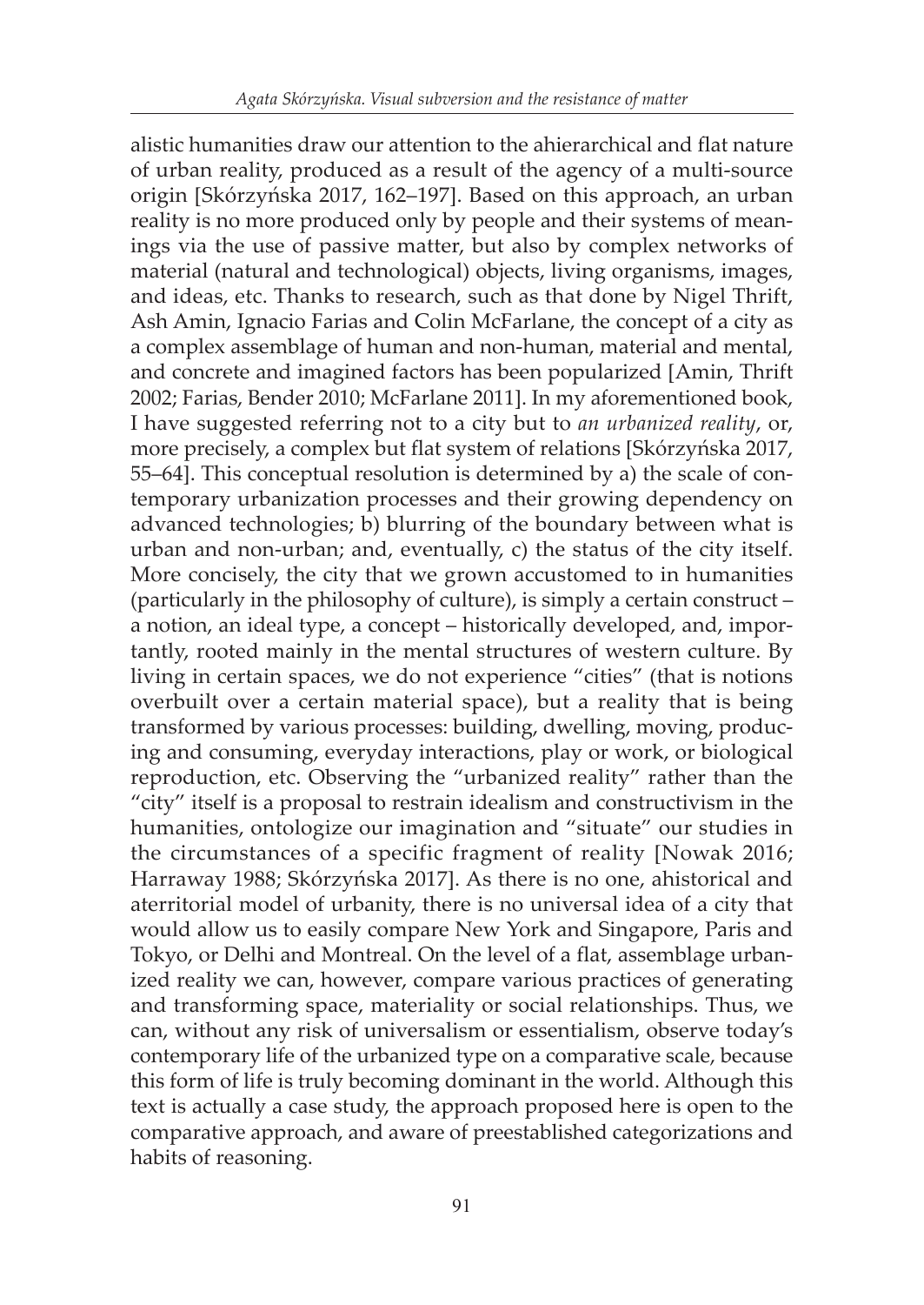alistic humanities draw our attention to the ahierarchical and flat nature of urban reality, produced as a result of the agency of a multi-source origin [Skórzyńska 2017, 162–197]. Based on this approach, an urban reality is no more produced only by people and their systems of meanings via the use of passive matter, but also by complex networks of material (natural and technological) objects, living organisms, images, and ideas, etc. Thanks to research, such as that done by Nigel Thrift, Ash Amin, Ignacio Farias and Colin McFarlane, the concept of a city as a complex assemblage of human and non-human, material and mental, and concrete and imagined factors has been popularized [Amin, Thrift 2002; Farias, Bender 2010; McFarlane 2011]. In my aforementioned book, I have suggested referring not to a city but to *an urbanized reality*, or, more precisely, a complex but flat system of relations [Skórzyńska 2017, 55–64]. This conceptual resolution is determined by a) the scale of contemporary urbanization processes and their growing dependency on advanced technologies; b) blurring of the boundary between what is urban and non-urban; and, eventually, c) the status of the city itself. More concisely, the city that we grown accustomed to in humanities (particularly in the philosophy of culture), is simply a certain construct – a notion, an ideal type, a concept – historically developed, and, importantly, rooted mainly in the mental structures of western culture. By living in certain spaces, we do not experience "cities" (that is notions overbuilt over a certain material space), but a reality that is being transformed by various processes: building, dwelling, moving, producing and consuming, everyday interactions, play or work, or biological reproduction, etc. Observing the "urbanized reality" rather than the "city" itself is a proposal to restrain idealism and constructivism in the humanities, ontologize our imagination and "situate" our studies in the circumstances of a specific fragment of reality [Nowak 2016; Harraway 1988; Skórzyńska 2017]. As there is no one, ahistorical and aterritorial model of urbanity, there is no universal idea of a city that would allow us to easily compare New York and Singapore, Paris and Tokyo, or Delhi and Montreal. On the level of a flat, assemblage urbanized reality we can, however, compare various practices of generating and transforming space, materiality or social relationships. Thus, we can, without any risk of universalism or essentialism, observe today's contemporary life of the urbanized type on a comparative scale, because this form of life is truly becoming dominant in the world. Although this text is actually a case study, the approach proposed here is open to the comparative approach, and aware of preestablished categorizations and habits of reasoning.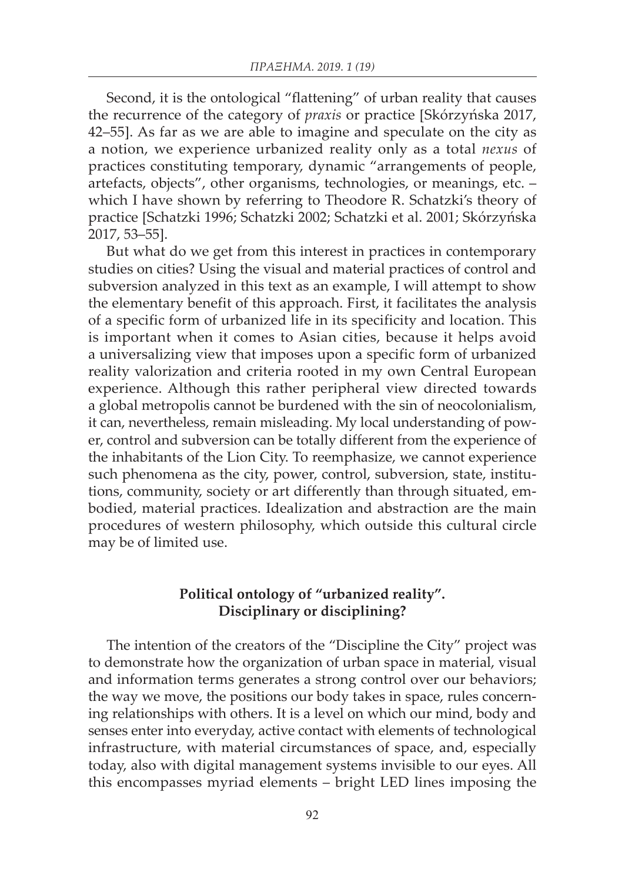Second, it is the ontological "flattening" of urban reality that causes the recurrence of the category of *praxis* or practice [Skórzyńska 2017, 42–55]. As far as we are able to imagine and speculate on the city as a notion, we experience urbanized reality only as a total *nexus* of practices constituting temporary, dynamic "arrangements of people, artefacts, objects", other organisms, technologies, or meanings, etc. – which I have shown by referring to Theodore R. Schatzki's theory of practice [Schatzki 1996; Schatzki 2002; Schatzki et al. 2001; Skórzyńska 2017, 53–55].

But what do we get from this interest in practices in contemporary studies on cities? Using the visual and material practices of control and subversion analyzed in this text as an example, I will attempt to show the elementary benefit of this approach. First, it facilitates the analysis of a specific form of urbanized life in its specificity and location. This is important when it comes to Asian cities, because it helps avoid a universalizing view that imposes upon a specific form of urbanized reality valorization and criteria rooted in my own Central European experience. Although this rather peripheral view directed towards a global metropolis cannot be burdened with the sin of neocolonialism, it can, nevertheless, remain misleading. My local understanding of power, control and subversion can be totally different from the experience of the inhabitants of the Lion City. To reemphasize, we cannot experience such phenomena as the city, power, control, subversion, state, institutions, community, society or art differently than through situated, embodied, material practices. Idealization and abstraction are the main procedures of western philosophy, which outside this cultural circle may be of limited use.

## Political ontology of "urbanized reality". Disciplinary or disciplining?

The intention of the creators of the "Discipline the City" project was to demonstrate how the organization of urban space in material, visual and information terms generates a strong control over our behaviors; the way we move, the positions our body takes in space, rules concerning relationships with others. It is a level on which our mind, body and senses enter into everyday, active contact with elements of technological infrastructure, with material circumstances of space, and, especially today, also with digital management systems invisible to our eyes. All this encompasses myriad elements – bright LED lines imposing the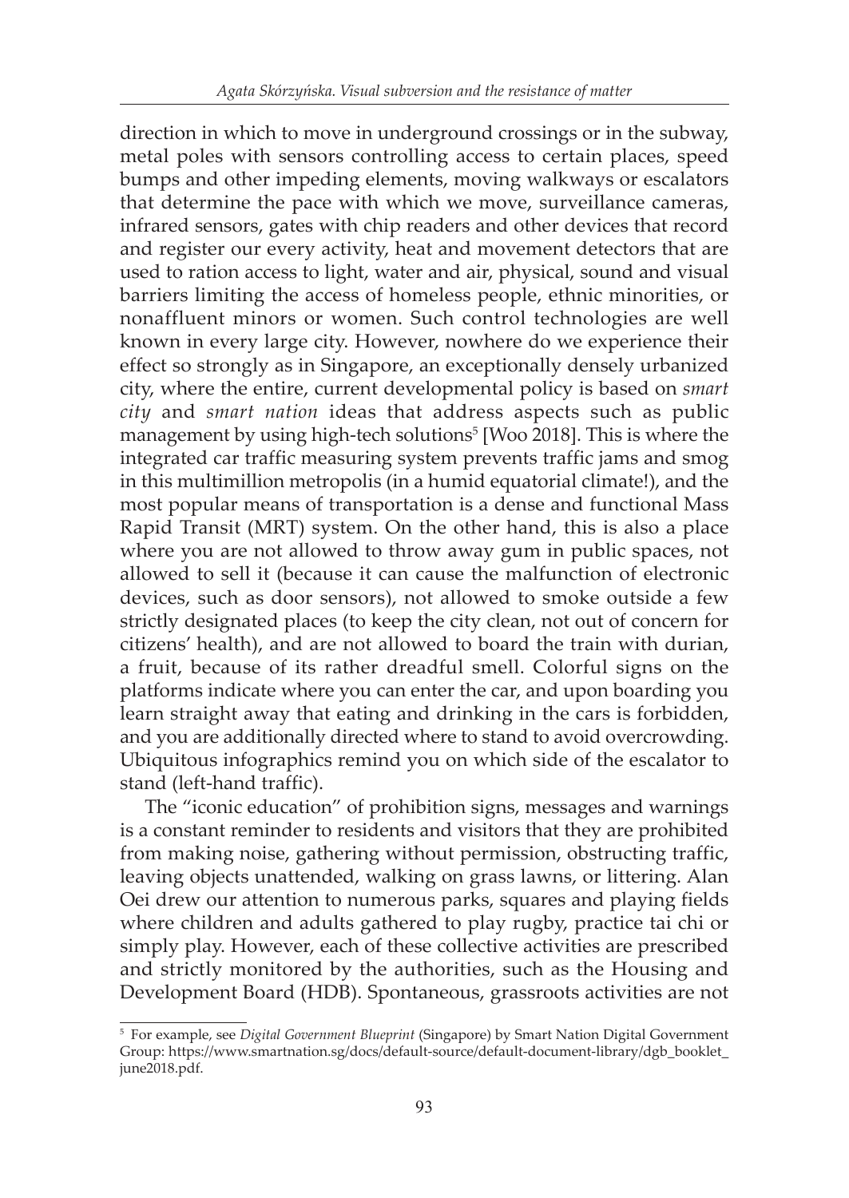direction in which to move in underground crossings or in the subway, metal poles with sensors controlling access to certain places, speed bumps and other impeding elements, moving walkways or escalators that determine the pace with which we move, surveillance cameras, infrared sensors, gates with chip readers and other devices that record and register our every activity, heat and movement detectors that are used to ration access to light, water and air, physical, sound and visual barriers limiting the access of homeless people, ethnic minorities, or nonaffluent minors or women. Such control technologies are well known in every large city. However, nowhere do we experience their effect so strongly as in Singapore, an exceptionally densely urbanized city, where the entire, current developmental policy is based on *smart city* and *smart nation* ideas that address aspects such as public management by using high-tech solutions[5] [Woo 2018]. This is where the integrated car traffic measuring system prevents traffic jams and smog in this multimillion metropolis (in a humid equatorial climate!), and the most popular means of transportation is a dense and functional Mass Rapid Transit (MRT) system. On the other hand, this is also a place where you are not allowed to throw away gum in public spaces, not allowed to sell it (because it can cause the malfunction of electronic devices, such as door sensors), not allowed to smoke outside a few strictly designated places (to keep the city clean, not out of concern for citizens' health), and are not allowed to board the train with durian, a fruit, because of its rather dreadful smell. Colorful signs on the platforms indicate where you can enter the car, and upon boarding you learn straight away that eating and drinking in the cars is forbidden, and you are additionally directed where to stand to avoid overcrowding. Ubiquitous infographics remind you on which side of the escalator to stand (left-hand traffic).

The "iconic education" of prohibition signs, messages and warnings is a constant reminder to residents and visitors that they are prohibited from making noise, gathering without permission, obstructing traffic, leaving objects unattended, walking on grass lawns, or littering. Alan Oei drew our attention to numerous parks, squares and playing fields where children and adults gathered to play rugby, practice tai chi or simply play. However, each of these collective activities are prescribed and strictly monitored by the authorities, such as the Housing and Development Board (HDB). Spontaneous, grassroots activities are not

[5] For example, see *Digital Government Blueprint* (Singapore) by Smart Nation Digital Government Group: https://www.smartnation.sg/docs/default-source/default-document-library/dgb_booklet_june2018.pdf.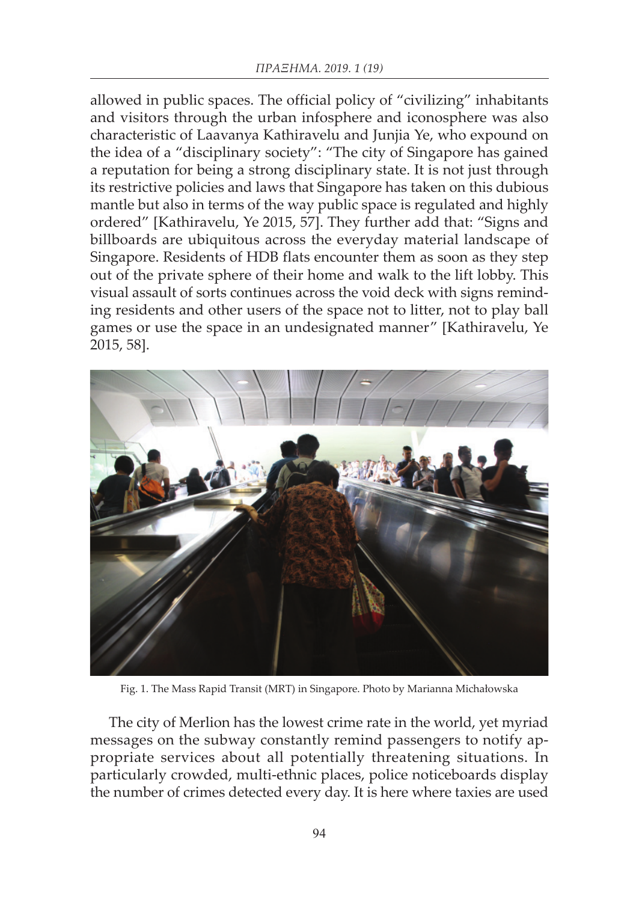allowed in public spaces. The official policy of "civilizing" inhabitants and visitors through the urban infosphere and iconosphere was also characteristic of Laavanya Kathiravelu and Junjia Ye, who expound on the idea of a "disciplinary society": "The city of Singapore has gained a reputation for being a strong disciplinary state. It is not just through its restrictive policies and laws that Singapore has taken on this dubious mantle but also in terms of the way public space is regulated and highly ordered" [Kathiravelu, Ye 2015, 57]. They further add that: "Signs and billboards are ubiquitous across the everyday material landscape of Singapore. Residents of HDB flats encounter them as soon as they step out of the private sphere of their home and walk to the lift lobby. This visual assault of sorts continues across the void deck with signs reminding residents and other users of the space not to litter, not to play ball games or use the space in an undesignated manner" [Kathiravelu, Ye 2015, 58].

Fig. 1. The Mass Rapid Transit (MRT) in Singapore. Photo by Marianna Michałowska

The city of Merlion has the lowest crime rate in the world, yet myriad messages on the subway constantly remind passengers to notify appropriate services about all potentially threatening situations. In particularly crowded, multi-ethnic places, police noticeboards display the number of crimes detected every day. It is here where taxies are used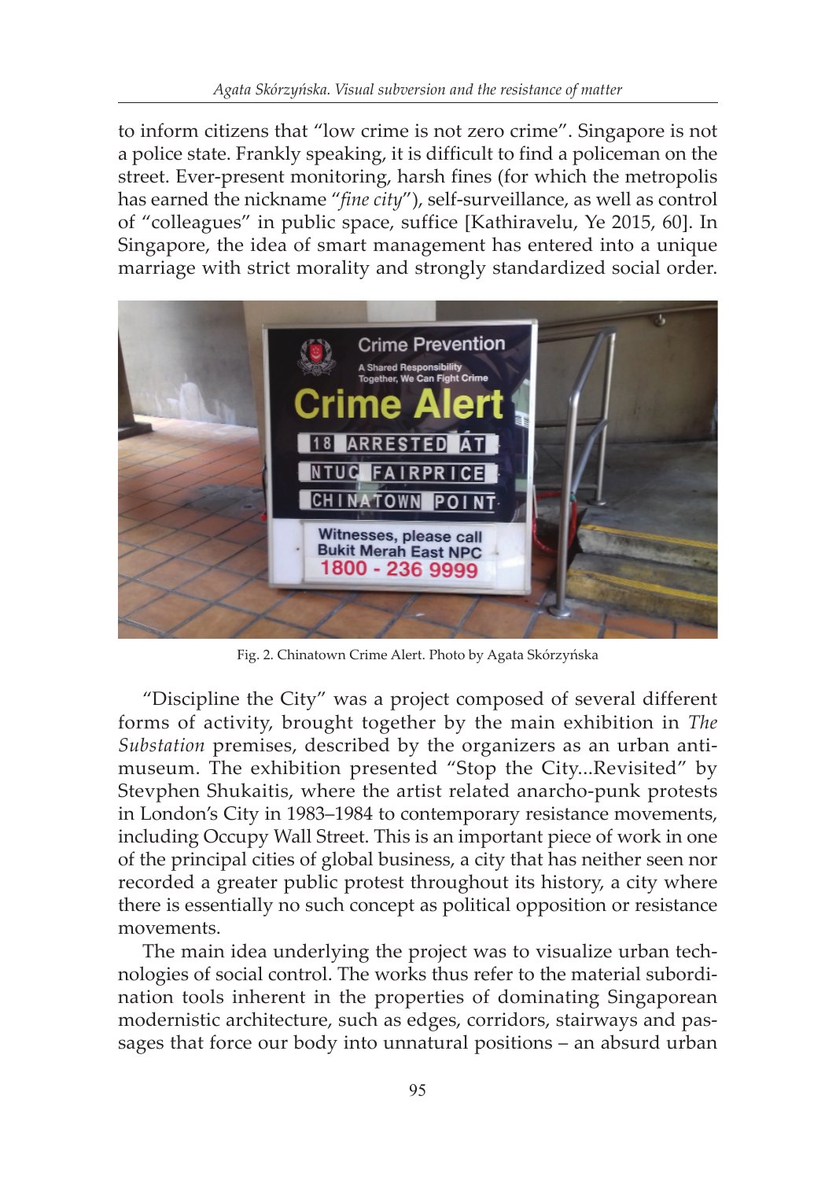to inform citizens that "low crime is not zero crime". Singapore is not a police state. Frankly speaking, it is difficult to find a policeman on the street. Ever-present monitoring, harsh fines (for which the metropolis has earned the nickname "*fine city*"), self-surveillance, as well as control of "colleagues" in public space, suffice [Kathiravelu, Ye 2015, 60]. In Singapore, the idea of smart management has entered into a unique marriage with strict morality and strongly standardized social order.

Fig. 2. Chinatown Crime Alert. Photo by Agata Skórzyńska

"Discipline the City" was a project composed of several different forms of activity, brought together by the main exhibition in *The Substation* premises, described by the organizers as an urban anti-museum. The exhibition presented "Stop the City...Revisited" by Stevphen Shukaitis, where the artist related anarcho-punk protests in London's City in 1983–1984 to contemporary resistance movements, including Occupy Wall Street. This is an important piece of work in one of the principal cities of global business, a city that has neither seen nor recorded a greater public protest throughout its history, a city where there is essentially no such concept as political opposition or resistance movements.

The main idea underlying the project was to visualize urban technologies of social control. The works thus refer to the material subordination tools inherent in the properties of dominating Singaporean modernistic architecture, such as edges, corridors, stairways and passages that force our body into unnatural positions – an absurd urban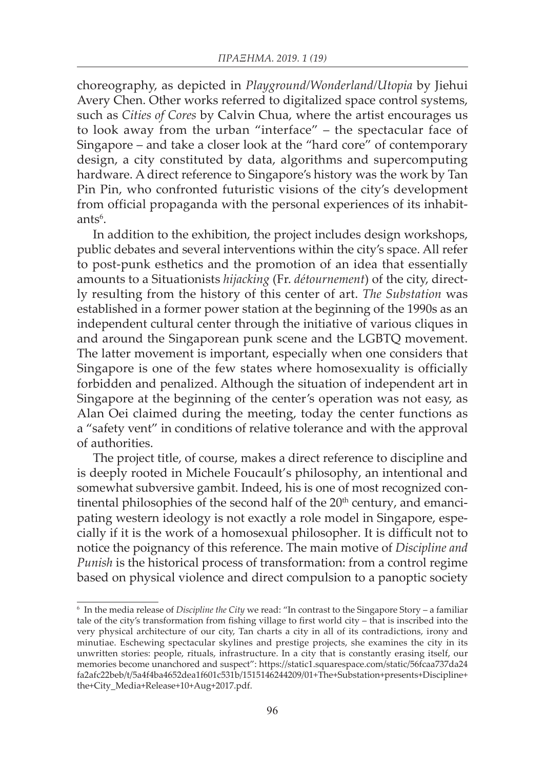choreography, as depicted in *Playground/Wonderland/Utopia* by Jiehui Avery Chen. Other works referred to digitalized space control systems, such as *Cities of Cores* by Calvin Chua, where the artist encourages us to look away from the urban "interface" – the spectacular face of Singapore – and take a closer look at the "hard core" of contemporary design, a city constituted by data, algorithms and supercomputing hardware. A direct reference to Singapore's history was the work by Tan Pin Pin, who confronted futuristic visions of the city's development from official propaganda with the personal experiences of its inhabitants[6].

In addition to the exhibition, the project includes design workshops, public debates and several interventions within the city's space. All refer to post-punk esthetics and the promotion of an idea that essentially amounts to a Situationists *hijacking* (Fr. *détournement*) of the city, directly resulting from the history of this center of art. *The Substation* was established in a former power station at the beginning of the 1990s as an independent cultural center through the initiative of various cliques in and around the Singaporean punk scene and the LGBTQ movement. The latter movement is important, especially when one considers that Singapore is one of the few states where homosexuality is officially forbidden and penalized. Although the situation of independent art in Singapore at the beginning of the center's operation was not easy, as Alan Oei claimed during the meeting, today the center functions as a "safety vent" in conditions of relative tolerance and with the approval of authorities.

The project title, of course, makes a direct reference to discipline and is deeply rooted in Michele Foucault's philosophy, an intentional and somewhat subversive gambit. Indeed, his is one of most recognized continental philosophies of the second half of the 20th century, and emancipating western ideology is not exactly a role model in Singapore, especially if it is the work of a homosexual philosopher. It is difficult not to notice the poignancy of this reference. The main motive of *Discipline and Punish* is the historical process of transformation: from a control regime based on physical violence and direct compulsion to a panoptic society

---

[6] In the media release of *Discipline the City* we read: "In contrast to the Singapore Story – a familiar tale of the city's transformation from fishing village to first world city – that is inscribed into the very physical architecture of our city, Tan charts a city in all of its contradictions, irony and minutiae. Eschewing spectacular skylines and prestige projects, she examines the city in its unwritten stories: people, rituals, infrastructure. In a city that is constantly erasing itself, our memories become unanchored and suspect": https://static1.squarespace.com/static/56fcaa737da24fa2afc22beb/t/5a4f4ba4652dea1f601c531b/1515146244209/01+The+Substation+presents+Discipline+the+City_Media+Release+10+Aug+2017.pdf.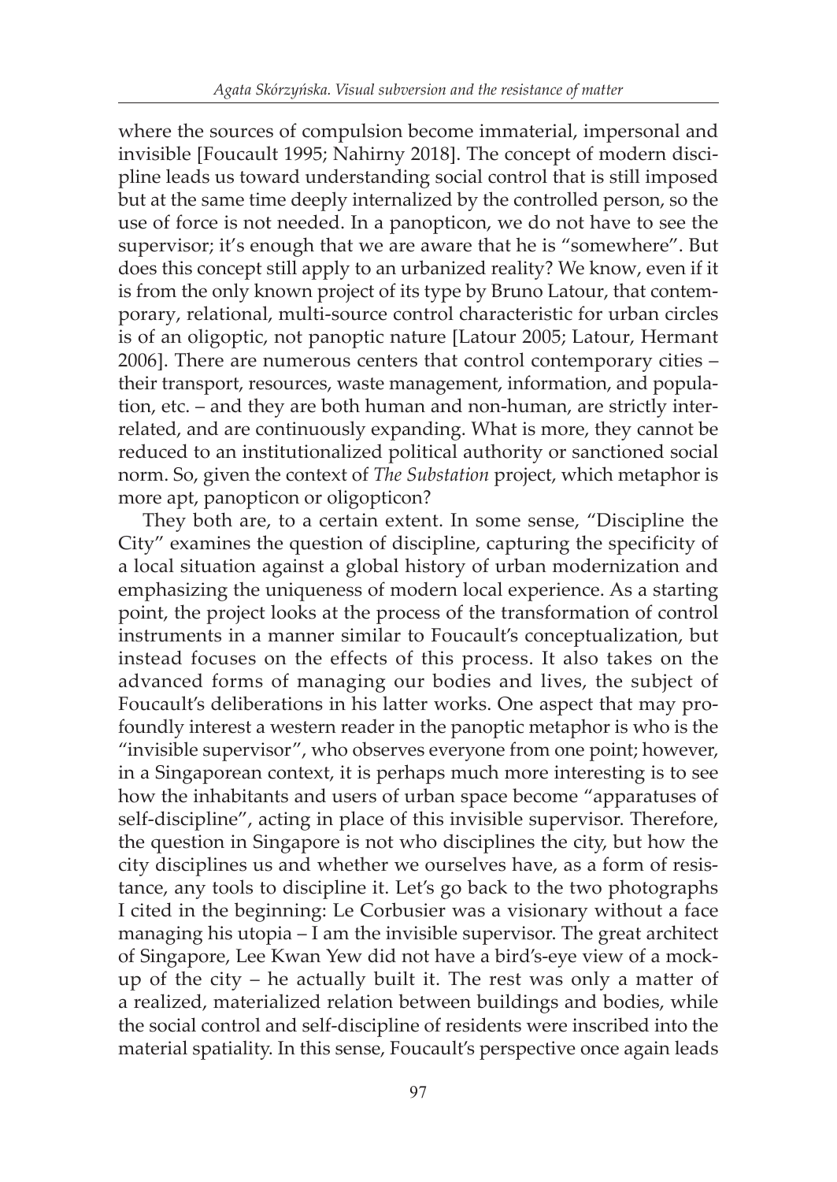where the sources of compulsion become immaterial, impersonal and invisible [Foucault 1995; Nahirny 2018]. The concept of modern discipline leads us toward understanding social control that is still imposed but at the same time deeply internalized by the controlled person, so the use of force is not needed. In a panopticon, we do not have to see the supervisor; it's enough that we are aware that he is "somewhere". But does this concept still apply to an urbanized reality? We know, even if it is from the only known project of its type by Bruno Latour, that contemporary, relational, multi-source control characteristic for urban circles is of an oligoptic, not panoptic nature [Latour 2005; Latour, Hermant 2006]. There are numerous centers that control contemporary cities – their transport, resources, waste management, information, and population, etc. – and they are both human and non-human, are strictly interrelated, and are continuously expanding. What is more, they cannot be reduced to an institutionalized political authority or sanctioned social norm. So, given the context of *The Substation* project, which metaphor is more apt, panopticon or oligopticon?

They both are, to a certain extent. In some sense, "Discipline the City" examines the question of discipline, capturing the specificity of a local situation against a global history of urban modernization and emphasizing the uniqueness of modern local experience. As a starting point, the project looks at the process of the transformation of control instruments in a manner similar to Foucault's conceptualization, but instead focuses on the effects of this process. It also takes on the advanced forms of managing our bodies and lives, the subject of Foucault's deliberations in his latter works. One aspect that may profoundly interest a western reader in the panoptic metaphor is who is the "invisible supervisor", who observes everyone from one point; however, in a Singaporean context, it is perhaps much more interesting is to see how the inhabitants and users of urban space become "apparatuses of self-discipline", acting in place of this invisible supervisor. Therefore, the question in Singapore is not who disciplines the city, but how the city disciplines us and whether we ourselves have, as a form of resistance, any tools to discipline it. Let's go back to the two photographs I cited in the beginning: Le Corbusier was a visionary without a face managing his utopia – I am the invisible supervisor. The great architect of Singapore, Lee Kwan Yew did not have a bird's-eye view of a mock-up of the city – he actually built it. The rest was only a matter of a realized, materialized relation between buildings and bodies, while the social control and self-discipline of residents were inscribed into the material spatiality. In this sense, Foucault's perspective once again leads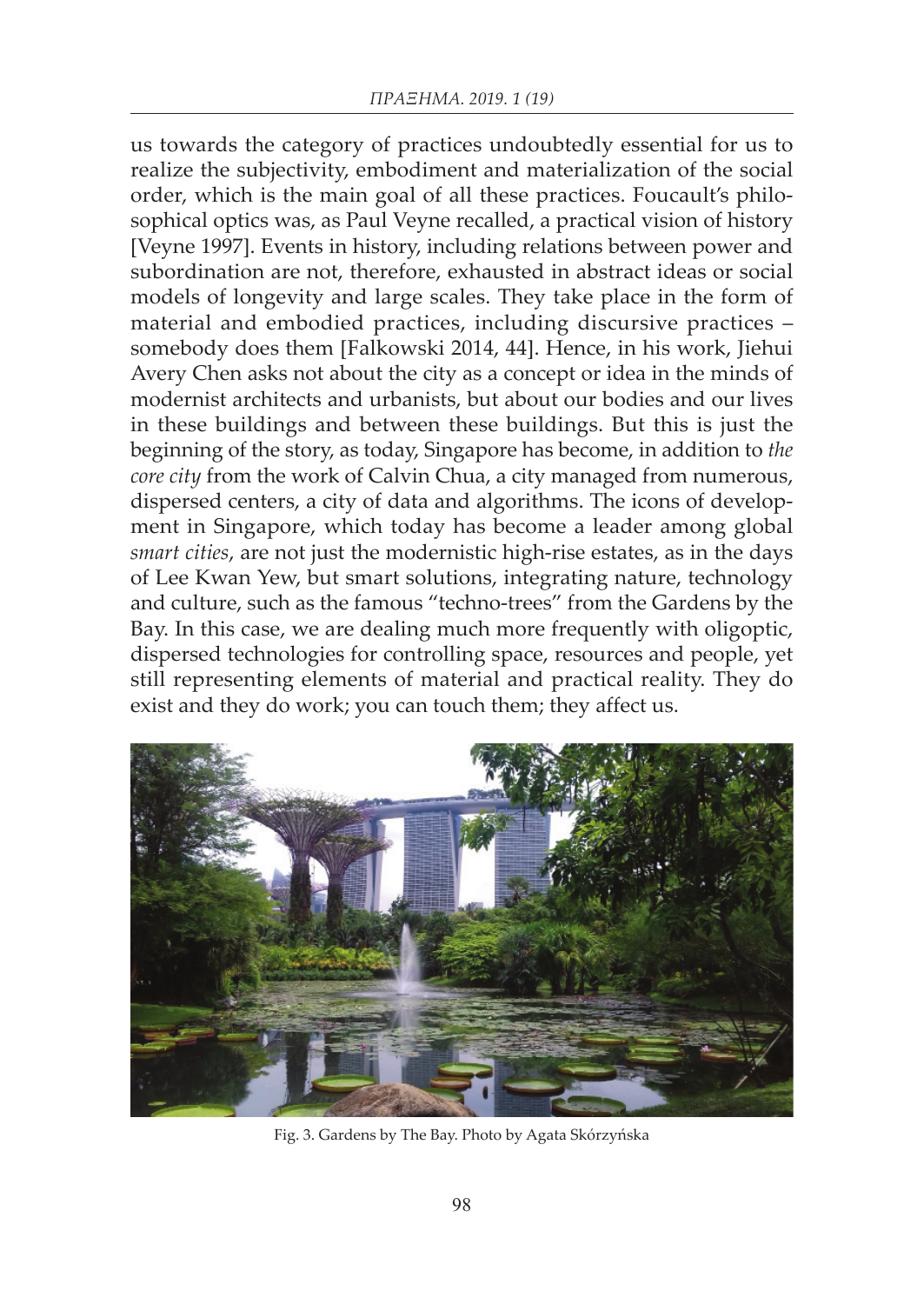us towards the category of practices undoubtedly essential for us to realize the subjectivity, embodiment and materialization of the social order, which is the main goal of all these practices. Foucault's philosophical optics was, as Paul Veyne recalled, a practical vision of history [Veyne 1997]. Events in history, including relations between power and subordination are not, therefore, exhausted in abstract ideas or social models of longevity and large scales. They take place in the form of material and embodied practices, including discursive practices – somebody does them [Falkowski 2014, 44]. Hence, in his work, Jiehui Avery Chen asks not about the city as a concept or idea in the minds of modernist architects and urbanists, but about our bodies and our lives in these buildings and between these buildings. But this is just the beginning of the story, as today, Singapore has become, in addition to *the core city* from the work of Calvin Chua, a city managed from numerous, dispersed centers, a city of data and algorithms. The icons of development in Singapore, which today has become a leader among global *smart cities*, are not just the modernistic high-rise estates, as in the days of Lee Kwan Yew, but smart solutions, integrating nature, technology and culture, such as the famous "techno-trees" from the Gardens by the Bay. In this case, we are dealing much more frequently with oligoptic, dispersed technologies for controlling space, resources and people, yet still representing elements of material and practical reality. They do exist and they do work; you can touch them; they affect us.

Fig. 3. Gardens by The Bay. Photo by Agata Skórzyńska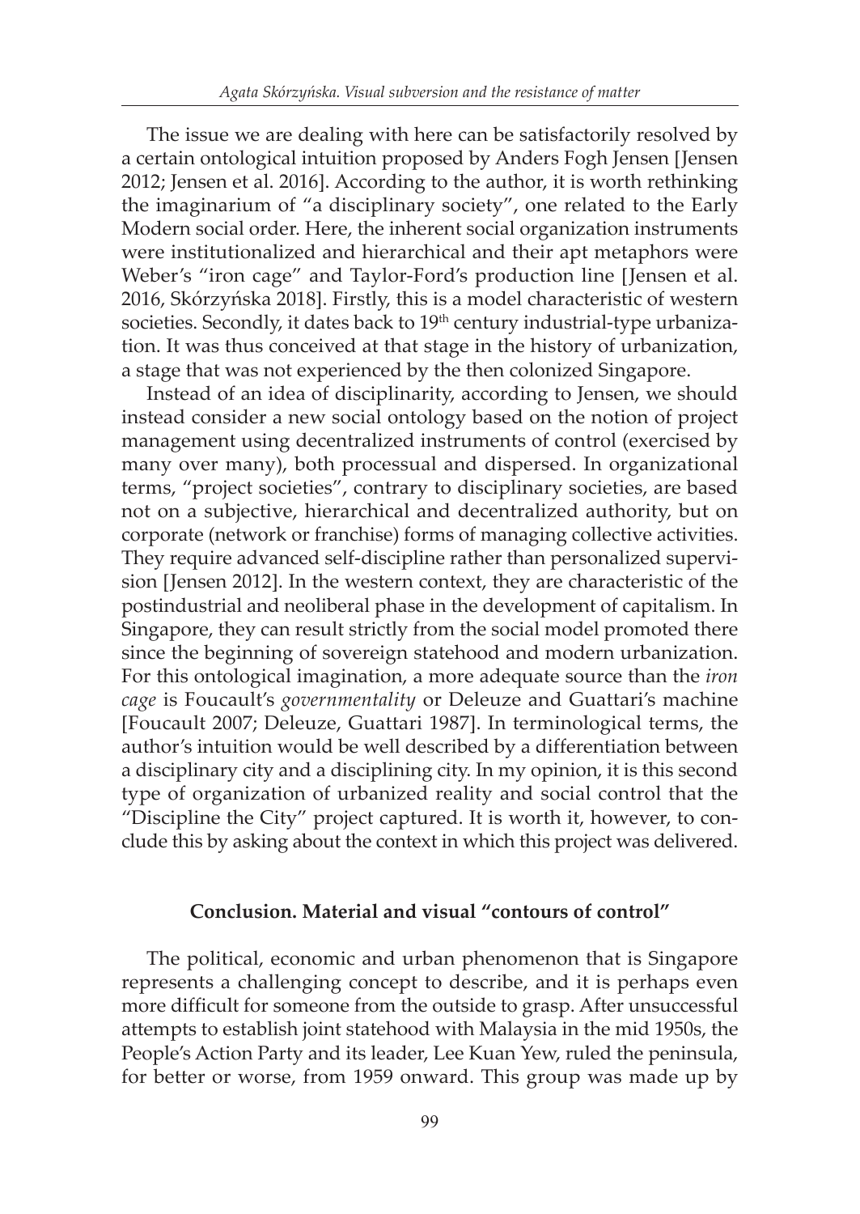The issue we are dealing with here can be satisfactorily resolved by a certain ontological intuition proposed by Anders Fogh Jensen [Jensen 2012; Jensen et al. 2016]. According to the author, it is worth rethinking the imaginarium of "a disciplinary society", one related to the Early Modern social order. Here, the inherent social organization instruments were institutionalized and hierarchical and their apt metaphors were Weber's "iron cage" and Taylor-Ford's production line [Jensen et al. 2016, Skórzyńska 2018]. Firstly, this is a model characteristic of western societies. Secondly, it dates back to 19th century industrial-type urbanization. It was thus conceived at that stage in the history of urbanization, a stage that was not experienced by the then colonized Singapore.

Instead of an idea of disciplinarity, according to Jensen, we should instead consider a new social ontology based on the notion of project management using decentralized instruments of control (exercised by many over many), both processual and dispersed. In organizational terms, "project societies", contrary to disciplinary societies, are based not on a subjective, hierarchical and decentralized authority, but on corporate (network or franchise) forms of managing collective activities. They require advanced self-discipline rather than personalized supervision [Jensen 2012]. In the western context, they are characteristic of the postindustrial and neoliberal phase in the development of capitalism. In Singapore, they can result strictly from the social model promoted there since the beginning of sovereign statehood and modern urbanization. For this ontological imagination, a more adequate source than the *iron cage* is Foucault's *governmentality* or Deleuze and Guattari's machine [Foucault 2007; Deleuze, Guattari 1987]. In terminological terms, the author's intuition would be well described by a differentiation between a disciplinary city and a disciplining city. In my opinion, it is this second type of organization of urbanized reality and social control that the "Discipline the City" project captured. It is worth it, however, to conclude this by asking about the context in which this project was delivered.

## Conclusion. Material and visual "contours of control"

The political, economic and urban phenomenon that is Singapore represents a challenging concept to describe, and it is perhaps even more difficult for someone from the outside to grasp. After unsuccessful attempts to establish joint statehood with Malaysia in the mid 1950s, the People's Action Party and its leader, Lee Kuan Yew, ruled the peninsula, for better or worse, from 1959 onward. This group was made up by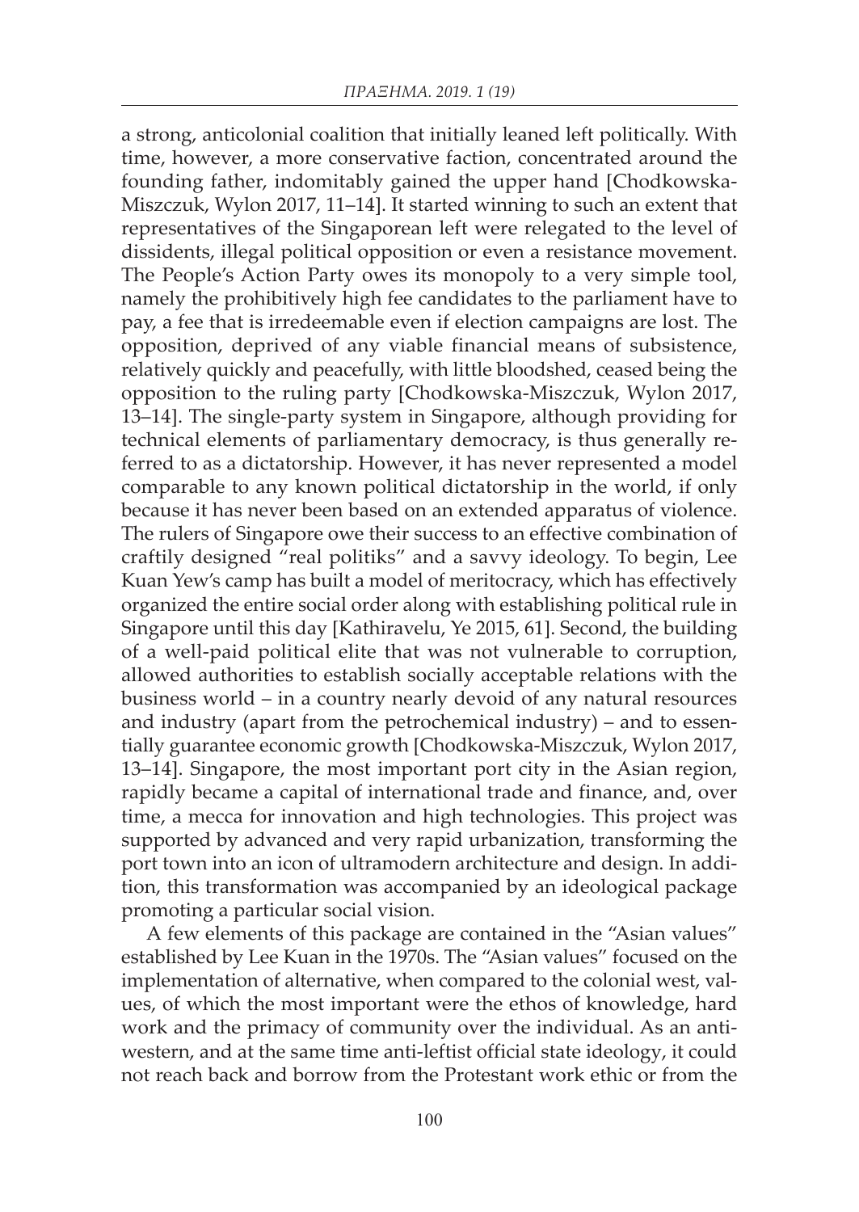a strong, anticolonial coalition that initially leaned left politically. With time, however, a more conservative faction, concentrated around the founding father, indomitably gained the upper hand [Chodkowska-Miszczuk, Wylon 2017, 11–14]. It started winning to such an extent that representatives of the Singaporean left were relegated to the level of dissidents, illegal political opposition or even a resistance movement. The People's Action Party owes its monopoly to a very simple tool, namely the prohibitively high fee candidates to the parliament have to pay, a fee that is irredeemable even if election campaigns are lost. The opposition, deprived of any viable financial means of subsistence, relatively quickly and peacefully, with little bloodshed, ceased being the opposition to the ruling party [Chodkowska-Miszczuk, Wylon 2017, 13–14]. The single-party system in Singapore, although providing for technical elements of parliamentary democracy, is thus generally referred to as a dictatorship. However, it has never represented a model comparable to any known political dictatorship in the world, if only because it has never been based on an extended apparatus of violence. The rulers of Singapore owe their success to an effective combination of craftily designed "real politiks" and a savvy ideology. To begin, Lee Kuan Yew's camp has built a model of meritocracy, which has effectively organized the entire social order along with establishing political rule in Singapore until this day [Kathiravelu, Ye 2015, 61]. Second, the building of a well-paid political elite that was not vulnerable to corruption, allowed authorities to establish socially acceptable relations with the business world – in a country nearly devoid of any natural resources and industry (apart from the petrochemical industry) – and to essentially guarantee economic growth [Chodkowska-Miszczuk, Wylon 2017, 13–14]. Singapore, the most important port city in the Asian region, rapidly became a capital of international trade and finance, and, over time, a mecca for innovation and high technologies. This project was supported by advanced and very rapid urbanization, transforming the port town into an icon of ultramodern architecture and design. In addition, this transformation was accompanied by an ideological package promoting a particular social vision.

A few elements of this package are contained in the "Asian values" established by Lee Kuan in the 1970s. The "Asian values" focused on the implementation of alternative, when compared to the colonial west, values, of which the most important were the ethos of knowledge, hard work and the primacy of community over the individual. As an anti-western, and at the same time anti-leftist official state ideology, it could not reach back and borrow from the Protestant work ethic or from the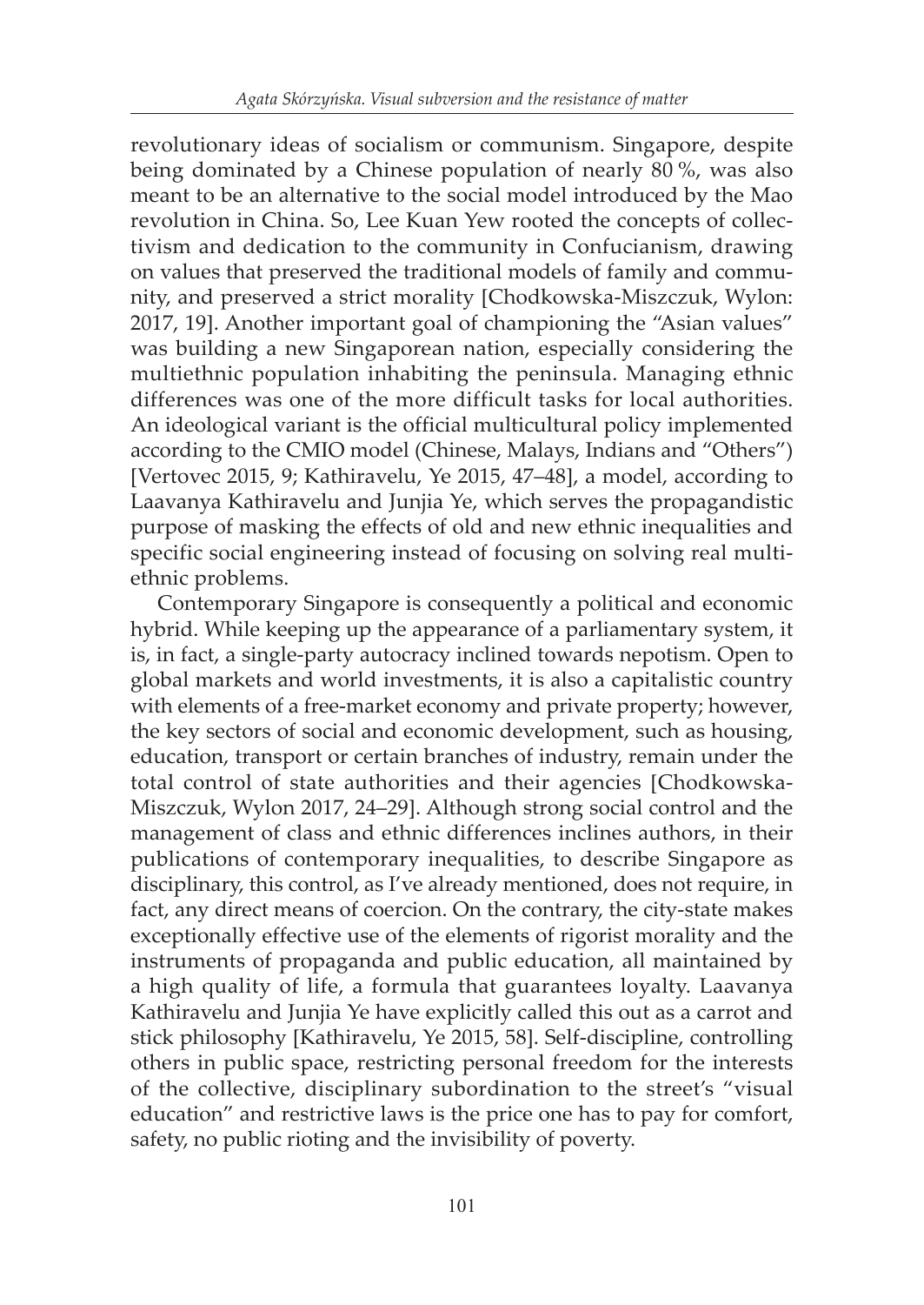revolutionary ideas of socialism or communism. Singapore, despite being dominated by a Chinese population of nearly 80 %, was also meant to be an alternative to the social model introduced by the Mao revolution in China. So, Lee Kuan Yew rooted the concepts of collectivism and dedication to the community in Confucianism, drawing on values that preserved the traditional models of family and community, and preserved a strict morality [Chodkowska-Miszczuk, Wylon: 2017, 19]. Another important goal of championing the "Asian values" was building a new Singaporean nation, especially considering the multiethnic population inhabiting the peninsula. Managing ethnic differences was one of the more difficult tasks for local authorities. An ideological variant is the official multicultural policy implemented according to the CMIO model (Chinese, Malays, Indians and "Others") [Vertovec 2015, 9; Kathiravelu, Ye 2015, 47–48], a model, according to Laavanya Kathiravelu and Junjia Ye, which serves the propagandistic purpose of masking the effects of old and new ethnic inequalities and specific social engineering instead of focusing on solving real multiethnic problems.

Contemporary Singapore is consequently a political and economic hybrid. While keeping up the appearance of a parliamentary system, it is, in fact, a single-party autocracy inclined towards nepotism. Open to global markets and world investments, it is also a capitalistic country with elements of a free-market economy and private property; however, the key sectors of social and economic development, such as housing, education, transport or certain branches of industry, remain under the total control of state authorities and their agencies [Chodkowska-Miszczuk, Wylon 2017, 24–29]. Although strong social control and the management of class and ethnic differences inclines authors, in their publications of contemporary inequalities, to describe Singapore as disciplinary, this control, as I've already mentioned, does not require, in fact, any direct means of coercion. On the contrary, the city-state makes exceptionally effective use of the elements of rigorist morality and the instruments of propaganda and public education, all maintained by a high quality of life, a formula that guarantees loyalty. Laavanya Kathiravelu and Junjia Ye have explicitly called this out as a carrot and stick philosophy [Kathiravelu, Ye 2015, 58]. Self-discipline, controlling others in public space, restricting personal freedom for the interests of the collective, disciplinary subordination to the street's "visual education" and restrictive laws is the price one has to pay for comfort, safety, no public rioting and the invisibility of poverty.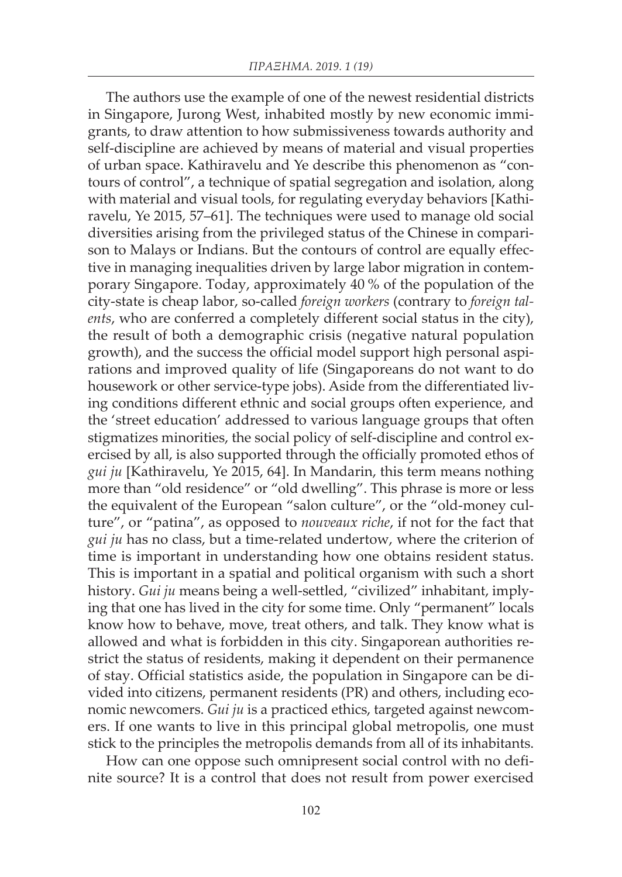The authors use the example of one of the newest residential districts in Singapore, Jurong West, inhabited mostly by new economic immigrants, to draw attention to how submissiveness towards authority and self-discipline are achieved by means of material and visual properties of urban space. Kathiravelu and Ye describe this phenomenon as "contours of control", a technique of spatial segregation and isolation, along with material and visual tools, for regulating everyday behaviors [Kathiravelu, Ye 2015, 57–61]. The techniques were used to manage old social diversities arising from the privileged status of the Chinese in comparison to Malays or Indians. But the contours of control are equally effective in managing inequalities driven by large labor migration in contemporary Singapore. Today, approximately 40 % of the population of the city-state is cheap labor, so-called *foreign workers* (contrary to *foreign talents*, who are conferred a completely different social status in the city), the result of both a demographic crisis (negative natural population growth), and the success the official model support high personal aspirations and improved quality of life (Singaporeans do not want to do housework or other service-type jobs). Aside from the differentiated living conditions different ethnic and social groups often experience, and the 'street education' addressed to various language groups that often stigmatizes minorities, the social policy of self-discipline and control exercised by all, is also supported through the officially promoted ethos of *gui ju* [Kathiravelu, Ye 2015, 64]. In Mandarin, this term means nothing more than "old residence" or "old dwelling". This phrase is more or less the equivalent of the European "salon culture", or the "old-money culture", or "patina", as opposed to *nouveaux riche*, if not for the fact that *gui ju* has no class, but a time-related undertow, where the criterion of time is important in understanding how one obtains resident status. This is important in a spatial and political organism with such a short history. *Gui ju* means being a well-settled, "civilized" inhabitant, implying that one has lived in the city for some time. Only "permanent" locals know how to behave, move, treat others, and talk. They know what is allowed and what is forbidden in this city. Singaporean authorities restrict the status of residents, making it dependent on their permanence of stay. Official statistics aside, the population in Singapore can be divided into citizens, permanent residents (PR) and others, including economic newcomers. *Gui ju* is a practiced ethics, targeted against newcomers. If one wants to live in this principal global metropolis, one must stick to the principles the metropolis demands from all of its inhabitants.

How can one oppose such omnipresent social control with no definite source? It is a control that does not result from power exercised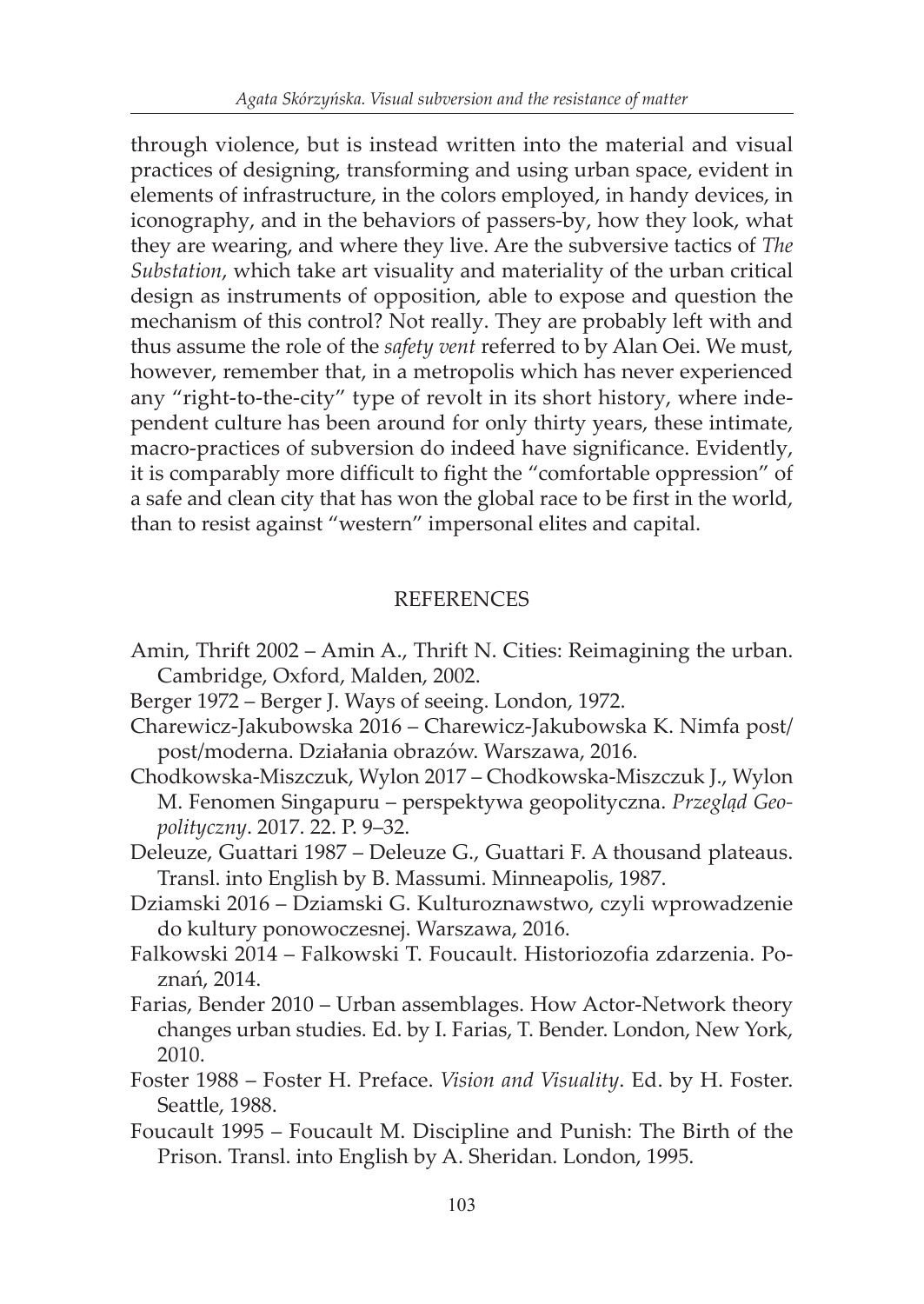through violence, but is instead written into the material and visual practices of designing, transforming and using urban space, evident in elements of infrastructure, in the colors employed, in handy devices, in iconography, and in the behaviors of passers-by, how they look, what they are wearing, and where they live. Are the subversive tactics of *The Substation*, which take art visuality and materiality of the urban critical design as instruments of opposition, able to expose and question the mechanism of this control? Not really. They are probably left with and thus assume the role of the *safety vent* referred to by Alan Oei. We must, however, remember that, in a metropolis which has never experienced any "right-to-the-city" type of revolt in its short history, where independent culture has been around for only thirty years, these intimate, macro-practices of subversion do indeed have significance. Evidently, it is comparably more difficult to fight the "comfortable oppression" of a safe and clean city that has won the global race to be first in the world, than to resist against "western" impersonal elites and capital.

## REFERENCES

Amin, Thrift 2002 – Amin A., Thrift N. Cities: Reimagining the urban. Cambridge, Oxford, Malden, 2002.

Berger 1972 – Berger J. Ways of seeing. London, 1972.

Charewicz-Jakubowska 2016 – Charewicz-Jakubowska K. Nimfa post/post/moderna. Działania obrazów. Warszawa, 2016.

Chodkowska-Miszczuk, Wylon 2017 – Chodkowska-Miszczuk J., Wylon M. Fenomen Singapuru – perspektywa geopolityczna. *Przegląd Geopolityczny*. 2017. 22. P. 9–32.

Deleuze, Guattari 1987 – Deleuze G., Guattari F. A thousand plateaus. Transl. into English by B. Massumi. Minneapolis, 1987.

Dziamski 2016 – Dziamski G. Kulturoznawstwo, czyli wprowadzenie do kultury ponowoczesnej. Warszawa, 2016.

Falkowski 2014 – Falkowski T. Foucault. Historiozofia zdarzenia. Poznań, 2014.

Farias, Bender 2010 – Urban assemblages. How Actor-Network theory changes urban studies. Ed. by I. Farias, T. Bender. London, New York, 2010.

Foster 1988 – Foster H. Preface. *Vision and Visuality*. Ed. by H. Foster. Seattle, 1988.

Foucault 1995 – Foucault M. Discipline and Punish: The Birth of the Prison. Transl. into English by A. Sheridan. London, 1995.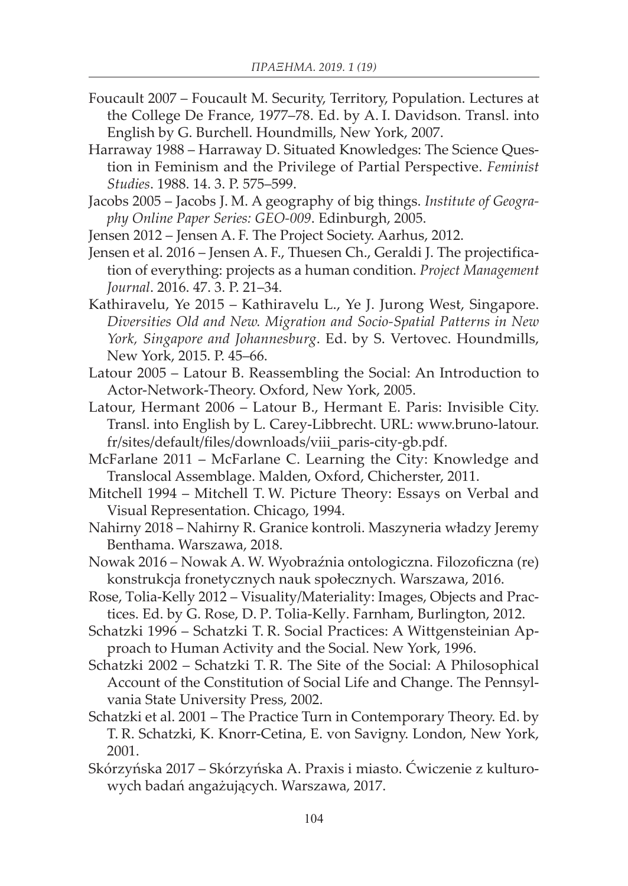Foucault 2007 – Foucault M. Security, Territory, Population. Lectures at the College De France, 1977–78. Ed. by A. I. Davidson. Transl. into English by G. Burchell. Houndmills, New York, 2007.

Harraway 1988 – Harraway D. Situated Knowledges: The Science Question in Feminism and the Privilege of Partial Perspective. *Feminist Studies*. 1988. 14. 3. P. 575–599.

Jacobs 2005 – Jacobs J. M. A geography of big things. *Institute of Geography Online Paper Series: GEO-009*. Edinburgh, 2005.

Jensen 2012 – Jensen A. F. The Project Society. Aarhus, 2012.

Jensen et al. 2016 – Jensen A. F., Thuesen Ch., Geraldi J. The projectification of everything: projects as a human condition. *Project Management Journal*. 2016. 47. 3. P. 21–34.

Kathiravelu, Ye 2015 – Kathiravelu L., Ye J. Jurong West, Singapore. *Diversities Old and New. Migration and Socio-Spatial Patterns in New York, Singapore and Johannesburg*. Ed. by S. Vertovec. Houndmills, New York, 2015. P. 45–66.

Latour 2005 – Latour B. Reassembling the Social: An Introduction to Actor-Network-Theory. Oxford, New York, 2005.

Latour, Hermant 2006 – Latour B., Hermant E. Paris: Invisible City. Transl. into English by L. Carey-Libbrecht. URL: www.bruno-latour.fr/sites/default/files/downloads/viii_paris-city-gb.pdf.

McFarlane 2011 – McFarlane C. Learning the City: Knowledge and Translocal Assemblage. Malden, Oxford, Chicherster, 2011.

Mitchell 1994 – Mitchell T. W. Picture Theory: Essays on Verbal and Visual Representation. Chicago, 1994.

Nahirny 2018 – Nahirny R. Granice kontroli. Maszyneria władzy Jeremy Benthama. Warszawa, 2018.

Nowak 2016 – Nowak A. W. Wyobraźnia ontologiczna. Filozoficzna (re) konstrukcja fronetycznych nauk społecznych. Warszawa, 2016.

Rose, Tolia-Kelly 2012 – Visuality/Materiality: Images, Objects and Practices. Ed. by G. Rose, D. P. Tolia-Kelly. Farnham, Burlington, 2012.

Schatzki 1996 – Schatzki T. R. Social Practices: A Wittgensteinian Approach to Human Activity and the Social. New York, 1996.

Schatzki 2002 – Schatzki T. R. The Site of the Social: A Philosophical Account of the Constitution of Social Life and Change. The Pennsylvania State University Press, 2002.

Schatzki et al. 2001 – The Practice Turn in Contemporary Theory. Ed. by T. R. Schatzki, K. Knorr-Cetina, E. von Savigny. London, New York, 2001.

Skórzyńska 2017 – Skórzyńska A. Praxis i miasto. Ćwiczenie z kulturowych badań angażujących. Warszawa, 2017.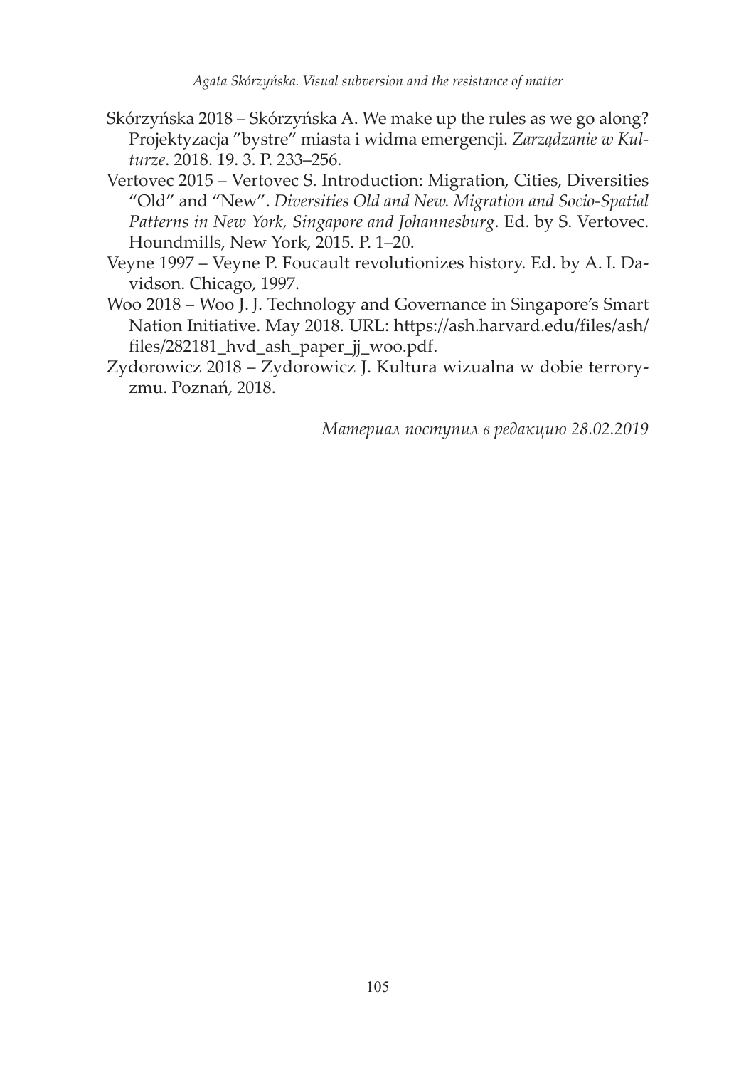Skórzyńska 2018 – Skórzyńska A. We make up the rules as we go along? Projektyzacja "bystre" miasta i widma emergencji. *Zarządzanie w Kulturze*. 2018. 19. 3. P. 233–256.

Vertovec 2015 – Vertovec S. Introduction: Migration, Cities, Diversities "Old" and "New". *Diversities Old and New. Migration and Socio-Spatial Patterns in New York, Singapore and Johannesburg*. Ed. by S. Vertovec. Houndmills, New York, 2015. P. 1–20.

Veyne 1997 – Veyne P. Foucault revolutionizes history. Ed. by A. I. Davidson. Chicago, 1997.

Woo 2018 – Woo J. J. Technology and Governance in Singapore's Smart Nation Initiative. May 2018. URL: https://ash.harvard.edu/files/ash/files/282181_hvd_ash_paper_jj_woo.pdf.

Zydorowicz 2018 – Zydorowicz J. Kultura wizualna w dobie terroryzmu. Poznań, 2018.

*Материал поступил в редакцию 28.02.2019*